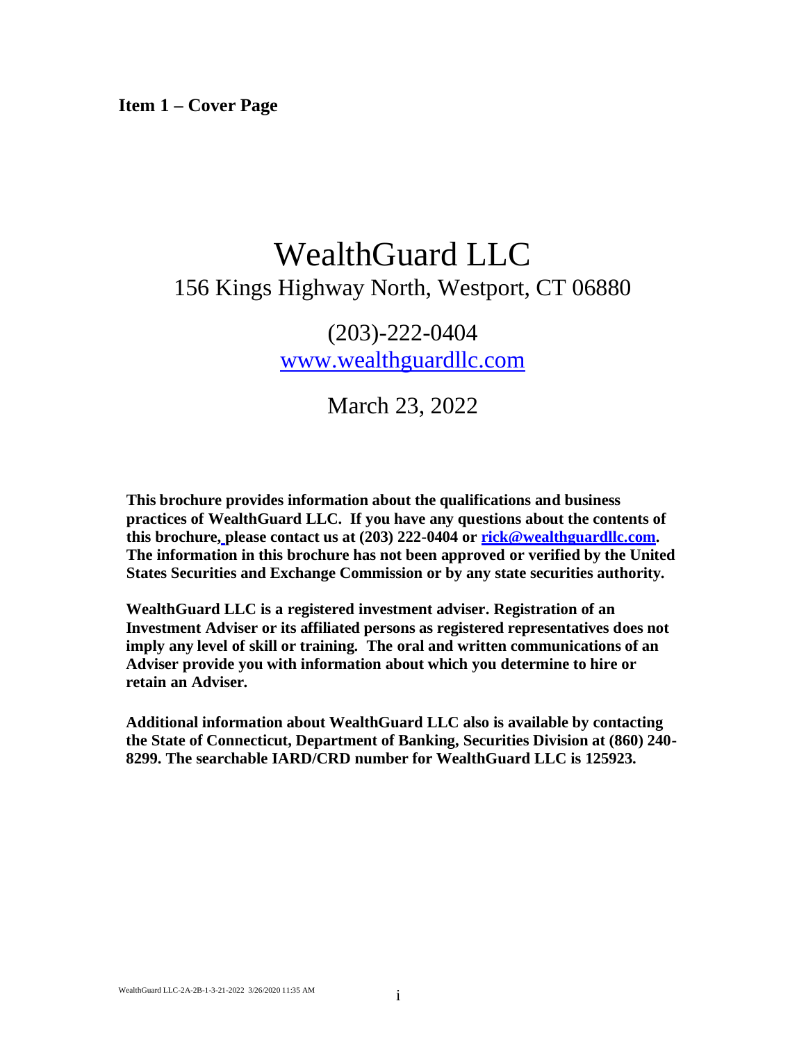**Item 1 – Cover Page**

# WealthGuard LLC

156 Kings Highway North, Westport, CT 06880

(203)-222-0404

[www.wealthguardllc.com](http://www.wealthguardllc.com)

March 23, 2022

**This brochure provides information about the qualifications and business practices of WealthGuard LLC. If you have any questions about the contents of this brochure, please contact us at (203) 222-0404 or [rick@wealthguardllc.com](mailto:rick@wealthguardllc.com). The information in this brochure has not been approved or verified by the United States Securities and Exchange Commission or by any state securities authority.**

**WealthGuard LLC is a registered investment adviser. Registration of an Investment Adviser or its affiliated persons as registered representatives does not imply any level of skill or training. The oral and written communications of an Adviser provide you with information about which you determine to hire or retain an Adviser.**

**Additional information about WealthGuard LLC also is available by contacting the State of Connecticut, Department of Banking, Securities Division at (860) 240-8299. The searchable IARD/CRD number for WealthGuard LLC is 125923.**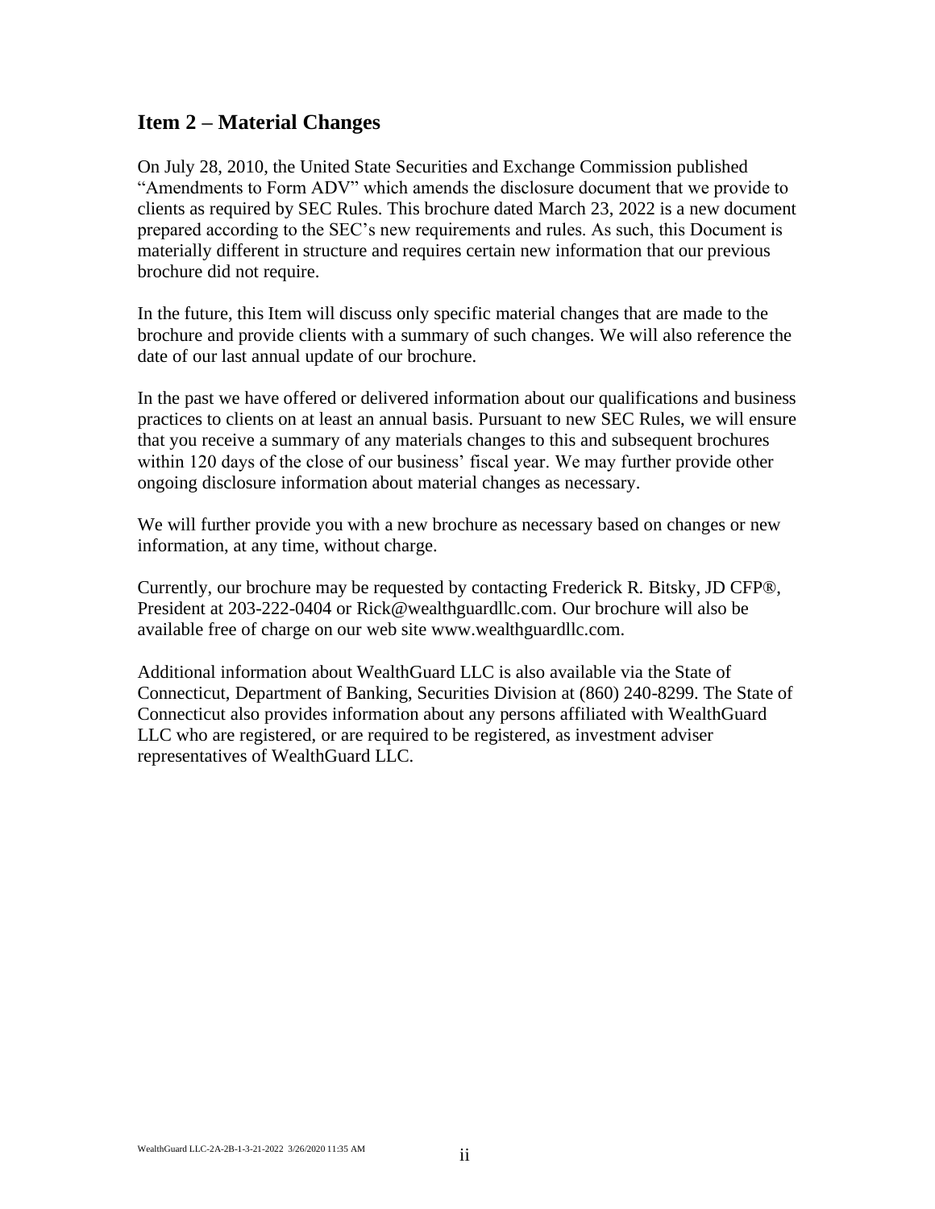## Item 2 – Material Changes

On July 28, 2010, the United State Securities and Exchange Commission published "Amendments to Form ADV" which amends the disclosure document that we provide to clients as required by SEC Rules. This brochure dated March 23, 2022 is a new document prepared according to the SEC's new requirements and rules. As such, this Document is materially different in structure and requires certain new information that our previous brochure did not require.

In the future, this Item will discuss only specific material changes that are made to the brochure and provide clients with a summary of such changes. We will also reference the date of our last annual update of our brochure.

In the past we have offered or delivered information about our qualifications and business practices to clients on at least an annual basis. Pursuant to new SEC Rules, we will ensure that you receive a summary of any materials changes to this and subsequent brochures within 120 days of the close of our business' fiscal year. We may further provide other ongoing disclosure information about material changes as necessary.

We will further provide you with a new brochure as necessary based on changes or new information, at any time, without charge.

Currently, our brochure may be requested by contacting Frederick R. Bitsky, JD CFP®, President at 203-222-0404 or Rick@wealthguardllc.com. Our brochure will also be available free of charge on our web site www.wealthguardllc.com.

Additional information about WealthGuard LLC is also available via the State of Connecticut, Department of Banking, Securities Division at (860) 240-8299. The State of Connecticut also provides information about any persons affiliated with WealthGuard LLC who are registered, or are required to be registered, as investment adviser representatives of WealthGuard LLC.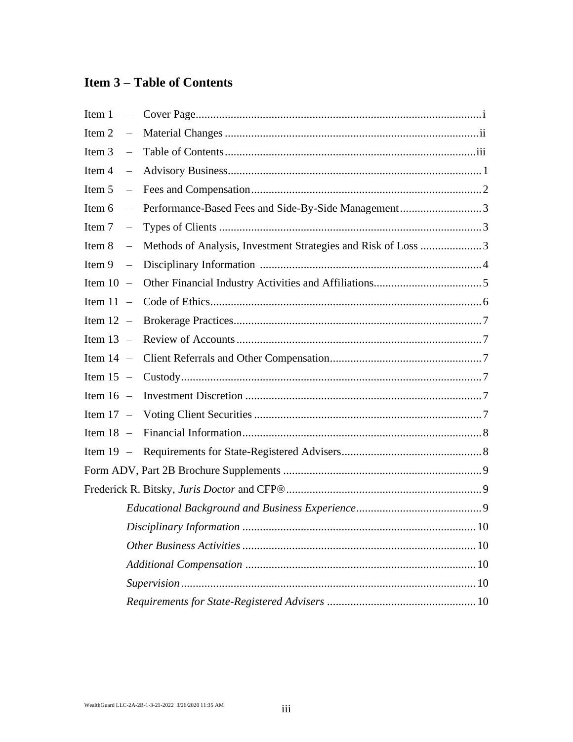## Item 3 – Table of Contents

Item 1 – Cover Page ..... i

Item 2 – Material Changes ..... ii

Item 3 – Table of Contents ..... iii

Item 4 – Advisory Business ..... 1

Item 5 – Fees and Compensation ..... 2

Item 6 – Performance-Based Fees and Side-By-Side Management ..... 3

Item 7 – Types of Clients ..... 3

Item 8 – Methods of Analysis, Investment Strategies and Risk of Loss ..... 3

Item 9 – Disciplinary Information ..... 4

Item 10 – Other Financial Industry Activities and Affiliations ..... 5

Item 11 – Code of Ethics ..... 6

Item 12 – Brokerage Practices ..... 7

Item 13 – Review of Accounts ..... 7

Item 14 – Client Referrals and Other Compensation ..... 7

Item 15 – Custody ..... 7

Item 16 – Investment Discretion ..... 7

Item 17 – Voting Client Securities ..... 7

Item 18 – Financial Information ..... 8

Item 19 – Requirements for State-Registered Advisers ..... 8

Form ADV, Part 2B Brochure Supplements ..... 9

Frederick R. Bitsky, *Juris Doctor* and CFP® ..... 9

*Educational Background and Business Experience* ..... 9

*Disciplinary Information* ..... 10

*Other Business Activities* ..... 10

*Additional Compensation* ..... 10

*Supervision* ..... 10

*Requirements for State-Registered Advisers* ..... 10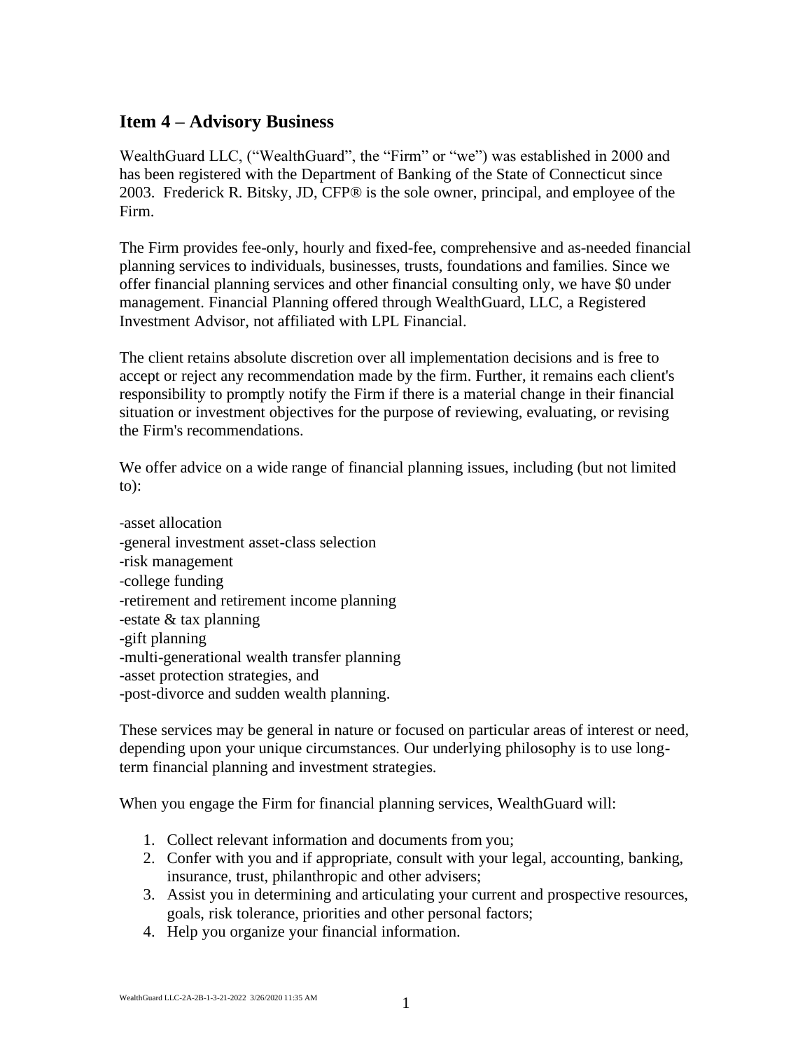## Item 4 – Advisory Business

WealthGuard LLC, ("WealthGuard", the "Firm" or "we") was established in 2000 and has been registered with the Department of Banking of the State of Connecticut since 2003. Frederick R. Bitsky, JD, CFP® is the sole owner, principal, and employee of the Firm.

The Firm provides fee-only, hourly and fixed-fee, comprehensive and as-needed financial planning services to individuals, businesses, trusts, foundations and families. Since we offer financial planning services and other financial consulting only, we have $0 under management. Financial Planning offered through WealthGuard, LLC, a Registered Investment Advisor, not affiliated with LPL Financial.

The client retains absolute discretion over all implementation decisions and is free to accept or reject any recommendation made by the firm. Further, it remains each client's responsibility to promptly notify the Firm if there is a material change in their financial situation or investment objectives for the purpose of reviewing, evaluating, or revising the Firm's recommendations.

We offer advice on a wide range of financial planning issues, including (but not limited to):

-asset allocation
-general investment asset-class selection
-risk management
-college funding
-retirement and retirement income planning
-estate & tax planning
-gift planning
-multi-generational wealth transfer planning
-asset protection strategies, and
-post-divorce and sudden wealth planning.

These services may be general in nature or focused on particular areas of interest or need, depending upon your unique circumstances. Our underlying philosophy is to use long-term financial planning and investment strategies.

When you engage the Firm for financial planning services, WealthGuard will:

1. Collect relevant information and documents from you;
2. Confer with you and if appropriate, consult with your legal, accounting, banking, insurance, trust, philanthropic and other advisers;
3. Assist you in determining and articulating your current and prospective resources, goals, risk tolerance, priorities and other personal factors;
4. Help you organize your financial information.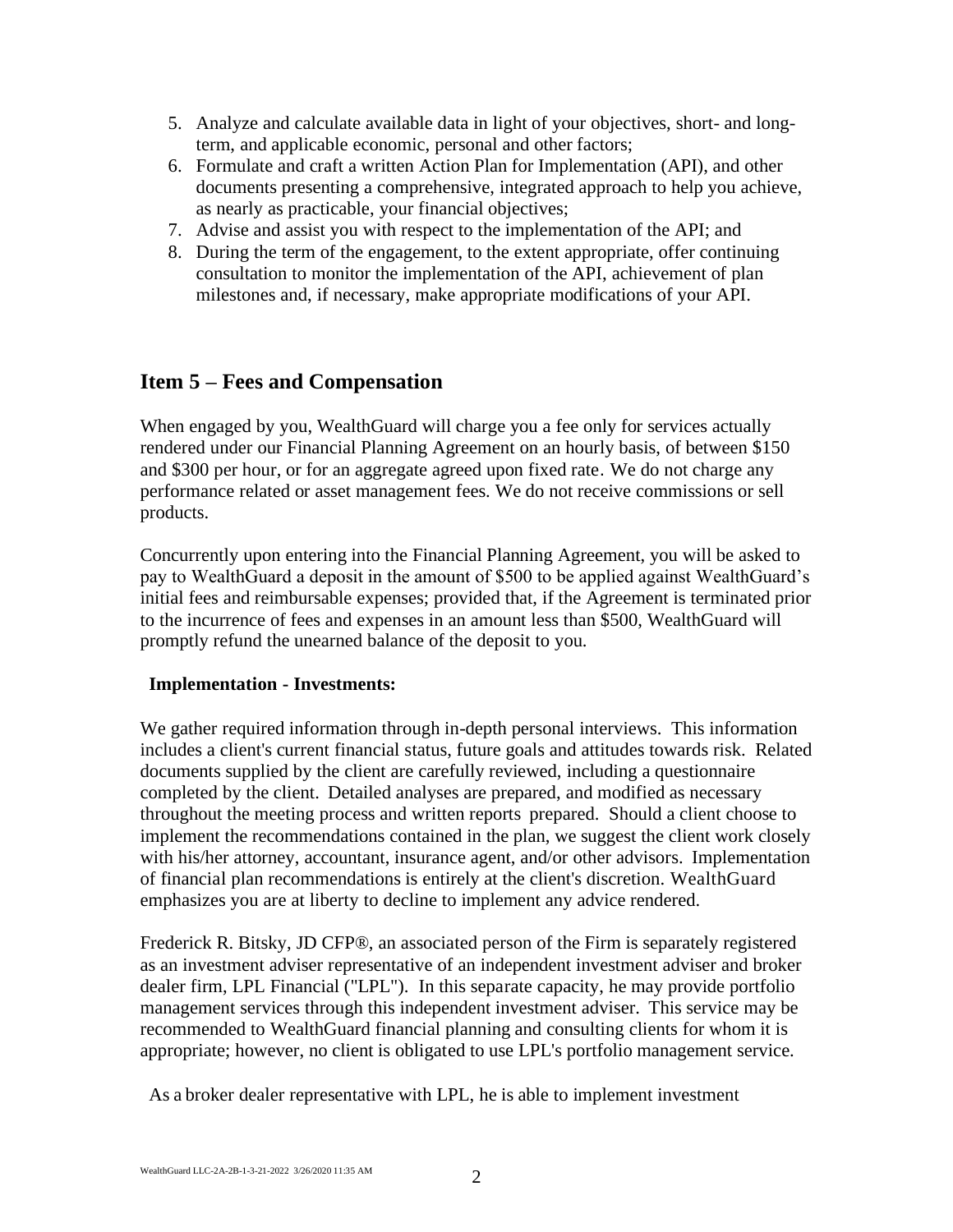5. Analyze and calculate available data in light of your objectives, short- and long-term, and applicable economic, personal and other factors;
6. Formulate and craft a written Action Plan for Implementation (API), and other documents presenting a comprehensive, integrated approach to help you achieve, as nearly as practicable, your financial objectives;
7. Advise and assist you with respect to the implementation of the API; and
8. During the term of the engagement, to the extent appropriate, offer continuing consultation to monitor the implementation of the API, achievement of plan milestones and, if necessary, make appropriate modifications of your API.

## Item 5 – Fees and Compensation

When engaged by you, WealthGuard will charge you a fee only for services actually rendered under our Financial Planning Agreement on an hourly basis, of between $150 and $300 per hour, or for an aggregate agreed upon fixed rate. We do not charge any performance related or asset management fees. We do not receive commissions or sell products.

Concurrently upon entering into the Financial Planning Agreement, you will be asked to pay to WealthGuard a deposit in the amount of $500 to be applied against WealthGuard's initial fees and reimbursable expenses; provided that, if the Agreement is terminated prior to the incurrence of fees and expenses in an amount less than $500, WealthGuard will promptly refund the unearned balance of the deposit to you.

**Implementation - Investments:**

We gather required information through in-depth personal interviews. This information includes a client's current financial status, future goals and attitudes towards risk. Related documents supplied by the client are carefully reviewed, including a questionnaire completed by the client. Detailed analyses are prepared, and modified as necessary throughout the meeting process and written reports prepared. Should a client choose to implement the recommendations contained in the plan, we suggest the client work closely with his/her attorney, accountant, insurance agent, and/or other advisors. Implementation of financial plan recommendations is entirely at the client's discretion. WealthGuard emphasizes you are at liberty to decline to implement any advice rendered.

Frederick R. Bitsky, JD CFP®, an associated person of the Firm is separately registered as an investment adviser representative of an independent investment adviser and broker dealer firm, LPL Financial ("LPL"). In this separate capacity, he may provide portfolio management services through this independent investment adviser. This service may be recommended to WealthGuard financial planning and consulting clients for whom it is appropriate; however, no client is obligated to use LPL's portfolio management service.

As a broker dealer representative with LPL, he is able to implement investment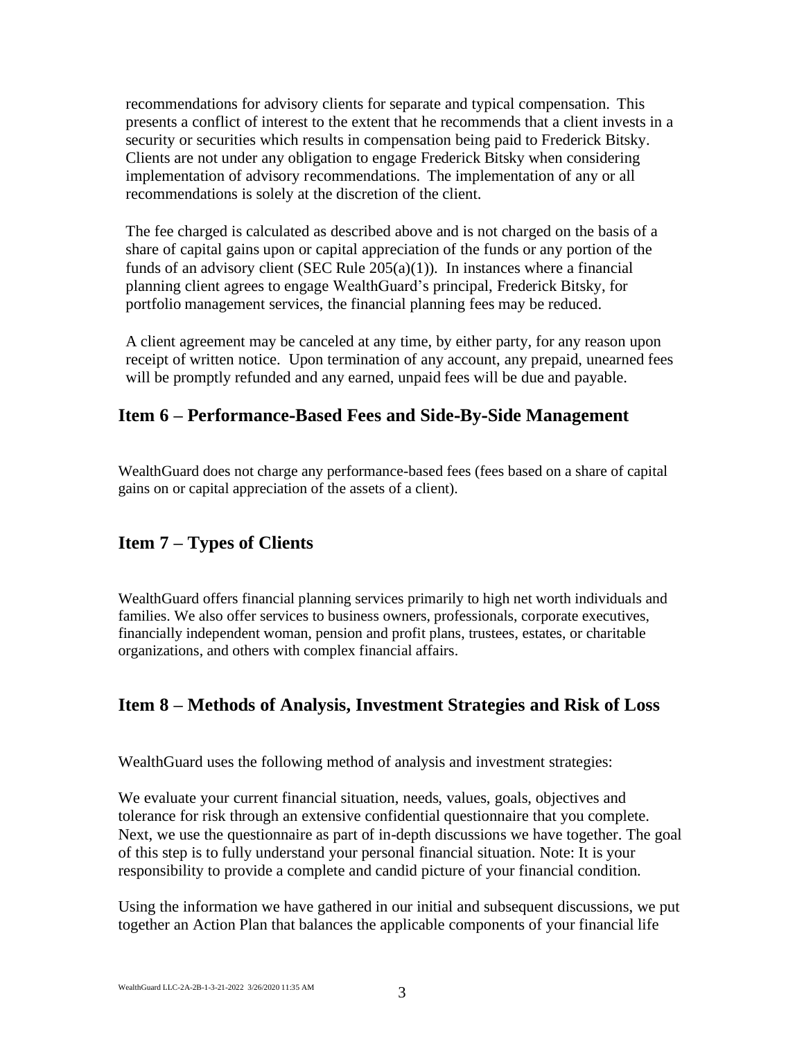recommendations for advisory clients for separate and typical compensation. This presents a conflict of interest to the extent that he recommends that a client invests in a security or securities which results in compensation being paid to Frederick Bitsky. Clients are not under any obligation to engage Frederick Bitsky when considering implementation of advisory recommendations. The implementation of any or all recommendations is solely at the discretion of the client.

The fee charged is calculated as described above and is not charged on the basis of a share of capital gains upon or capital appreciation of the funds or any portion of the funds of an advisory client (SEC Rule 205(a)(1)). In instances where a financial planning client agrees to engage WealthGuard's principal, Frederick Bitsky, for portfolio management services, the financial planning fees may be reduced.

A client agreement may be canceled at any time, by either party, for any reason upon receipt of written notice. Upon termination of any account, any prepaid, unearned fees will be promptly refunded and any earned, unpaid fees will be due and payable.

## Item 6 – Performance-Based Fees and Side-By-Side Management

WealthGuard does not charge any performance-based fees (fees based on a share of capital gains on or capital appreciation of the assets of a client).

## Item 7 – Types of Clients

WealthGuard offers financial planning services primarily to high net worth individuals and families. We also offer services to business owners, professionals, corporate executives, financially independent woman, pension and profit plans, trustees, estates, or charitable organizations, and others with complex financial affairs.

## Item 8 – Methods of Analysis, Investment Strategies and Risk of Loss

WealthGuard uses the following method of analysis and investment strategies:

We evaluate your current financial situation, needs, values, goals, objectives and tolerance for risk through an extensive confidential questionnaire that you complete. Next, we use the questionnaire as part of in-depth discussions we have together. The goal of this step is to fully understand your personal financial situation. Note: It is your responsibility to provide a complete and candid picture of your financial condition.

Using the information we have gathered in our initial and subsequent discussions, we put together an Action Plan that balances the applicable components of your financial life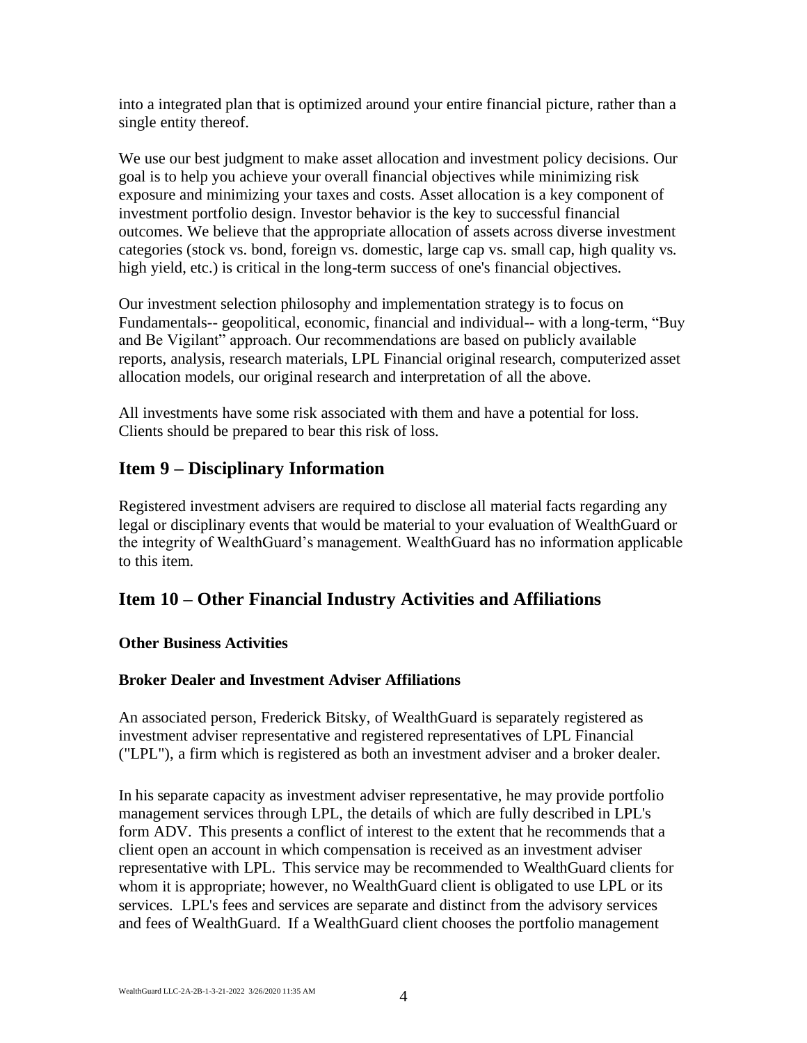into a integrated plan that is optimized around your entire financial picture, rather than a single entity thereof.

We use our best judgment to make asset allocation and investment policy decisions. Our goal is to help you achieve your overall financial objectives while minimizing risk exposure and minimizing your taxes and costs. Asset allocation is a key component of investment portfolio design. Investor behavior is the key to successful financial outcomes. We believe that the appropriate allocation of assets across diverse investment categories (stock vs. bond, foreign vs. domestic, large cap vs. small cap, high quality vs. high yield, etc.) is critical in the long-term success of one's financial objectives.

Our investment selection philosophy and implementation strategy is to focus on Fundamentals-- geopolitical, economic, financial and individual-- with a long-term, "Buy and Be Vigilant" approach. Our recommendations are based on publicly available reports, analysis, research materials, LPL Financial original research, computerized asset allocation models, our original research and interpretation of all the above.

All investments have some risk associated with them and have a potential for loss. Clients should be prepared to bear this risk of loss.

## Item 9 – Disciplinary Information

Registered investment advisers are required to disclose all material facts regarding any legal or disciplinary events that would be material to your evaluation of WealthGuard or the integrity of WealthGuard's management. WealthGuard has no information applicable to this item.

## Item 10 – Other Financial Industry Activities and Affiliations

**Other Business Activities**

**Broker Dealer and Investment Adviser Affiliations**

An associated person, Frederick Bitsky, of WealthGuard is separately registered as investment adviser representative and registered representatives of LPL Financial ("LPL"), a firm which is registered as both an investment adviser and a broker dealer.

In his separate capacity as investment adviser representative, he may provide portfolio management services through LPL, the details of which are fully described in LPL's form ADV. This presents a conflict of interest to the extent that he recommends that a client open an account in which compensation is received as an investment adviser representative with LPL. This service may be recommended to WealthGuard clients for whom it is appropriate; however, no WealthGuard client is obligated to use LPL or its services. LPL's fees and services are separate and distinct from the advisory services and fees of WealthGuard. If a WealthGuard client chooses the portfolio management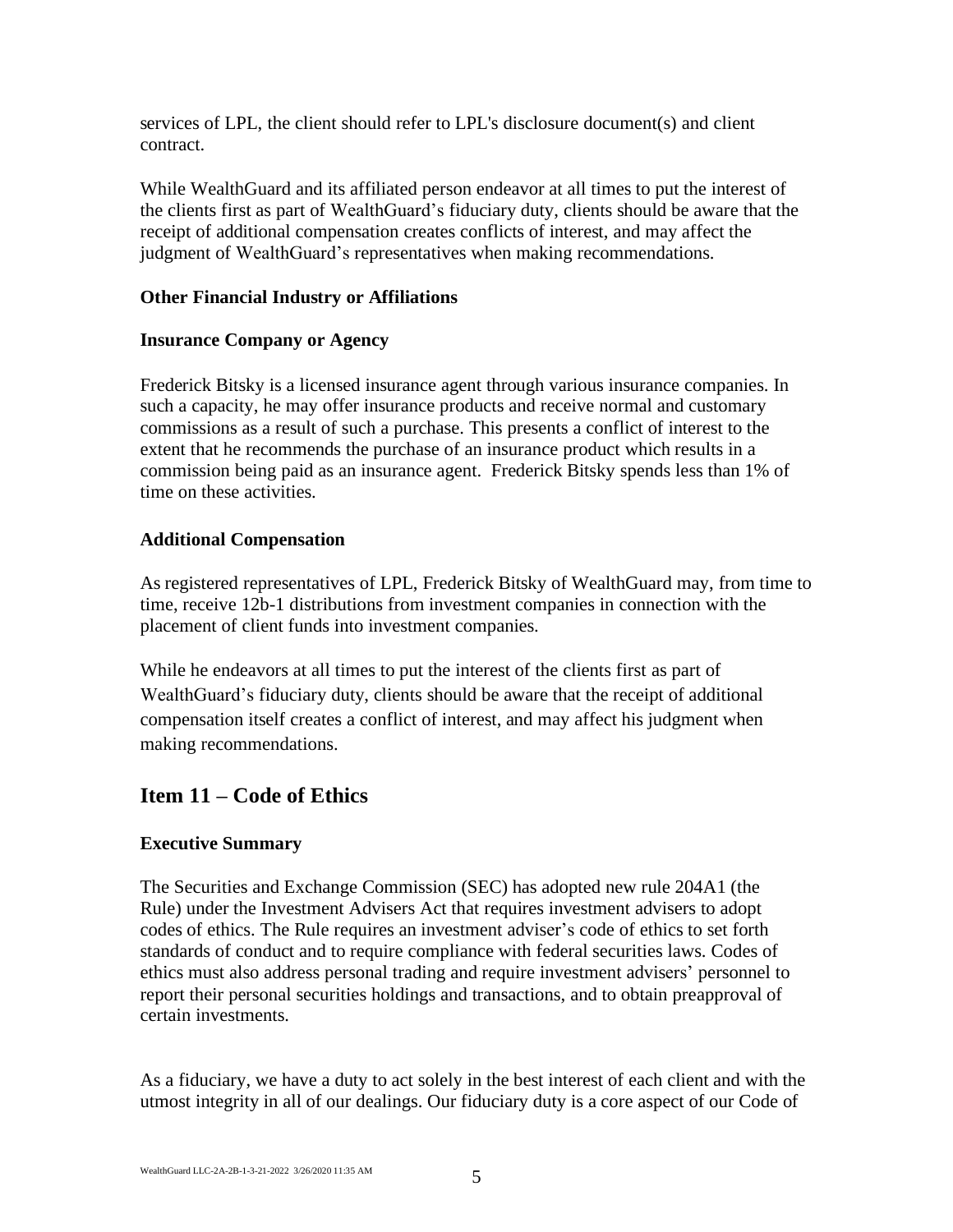services of LPL, the client should refer to LPL's disclosure document(s) and client contract.

While WealthGuard and its affiliated person endeavor at all times to put the interest of the clients first as part of WealthGuard's fiduciary duty, clients should be aware that the receipt of additional compensation creates conflicts of interest, and may affect the judgment of WealthGuard's representatives when making recommendations.

### Other Financial Industry or Affiliations

### Insurance Company or Agency

Frederick Bitsky is a licensed insurance agent through various insurance companies. In such a capacity, he may offer insurance products and receive normal and customary commissions as a result of such a purchase. This presents a conflict of interest to the extent that he recommends the purchase of an insurance product which results in a commission being paid as an insurance agent. Frederick Bitsky spends less than 1% of time on these activities.

### Additional Compensation

As registered representatives of LPL, Frederick Bitsky of WealthGuard may, from time to time, receive 12b-1 distributions from investment companies in connection with the placement of client funds into investment companies.

While he endeavors at all times to put the interest of the clients first as part of WealthGuard's fiduciary duty, clients should be aware that the receipt of additional compensation itself creates a conflict of interest, and may affect his judgment when making recommendations.

## Item 11 – Code of Ethics

### Executive Summary

The Securities and Exchange Commission (SEC) has adopted new rule 204A1 (the Rule) under the Investment Advisers Act that requires investment advisers to adopt codes of ethics. The Rule requires an investment adviser's code of ethics to set forth standards of conduct and to require compliance with federal securities laws. Codes of ethics must also address personal trading and require investment advisers' personnel to report their personal securities holdings and transactions, and to obtain preapproval of certain investments.

As a fiduciary, we have a duty to act solely in the best interest of each client and with the utmost integrity in all of our dealings. Our fiduciary duty is a core aspect of our Code of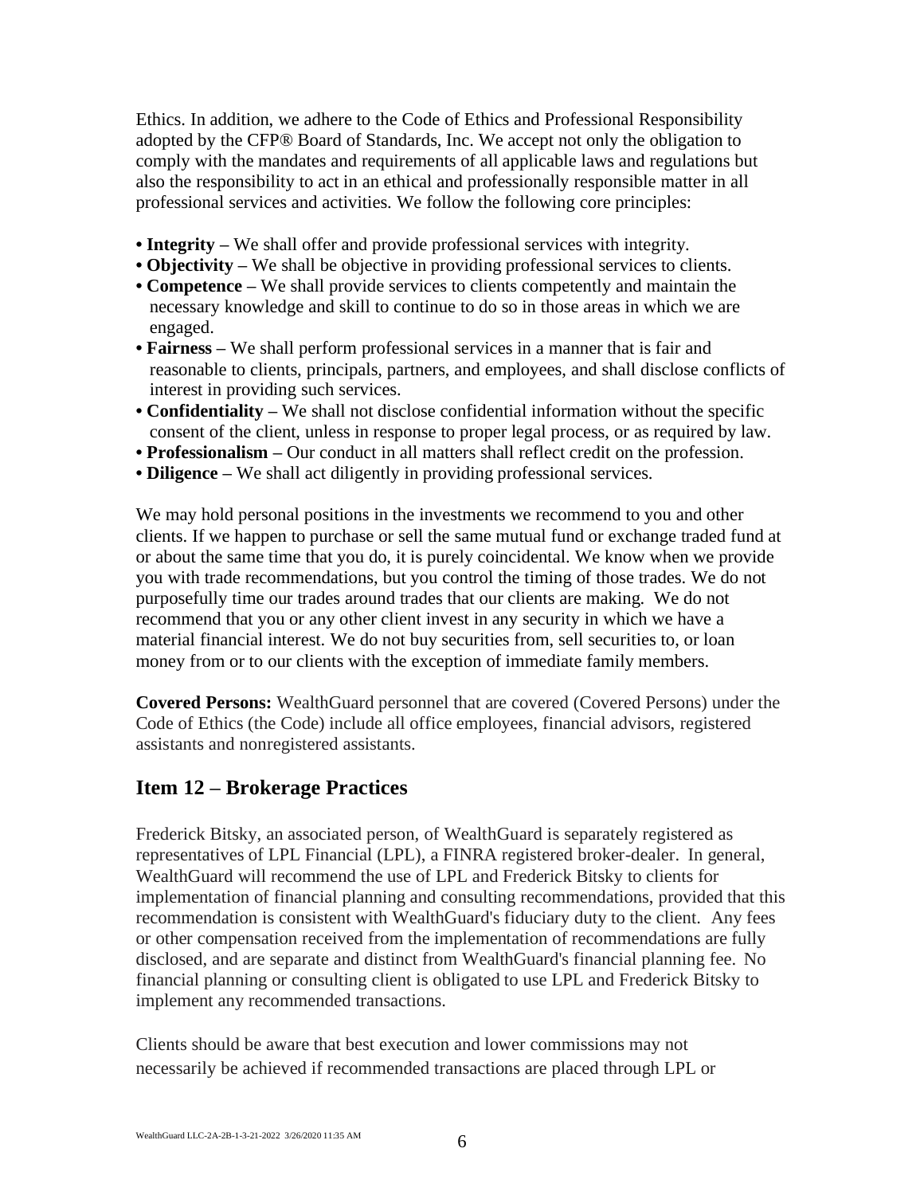Ethics. In addition, we adhere to the Code of Ethics and Professional Responsibility adopted by the CFP® Board of Standards, Inc. We accept not only the obligation to comply with the mandates and requirements of all applicable laws and regulations but also the responsibility to act in an ethical and professionally responsible matter in all professional services and activities. We follow the following core principles:

- **Integrity** – We shall offer and provide professional services with integrity.
- **Objectivity** – We shall be objective in providing professional services to clients.
- **Competence** – We shall provide services to clients competently and maintain the necessary knowledge and skill to continue to do so in those areas in which we are engaged.
- **Fairness** – We shall perform professional services in a manner that is fair and reasonable to clients, principals, partners, and employees, and shall disclose conflicts of interest in providing such services.
- **Confidentiality** – We shall not disclose confidential information without the specific consent of the client, unless in response to proper legal process, or as required by law.
- **Professionalism** – Our conduct in all matters shall reflect credit on the profession.
- **Diligence** – We shall act diligently in providing professional services.

We may hold personal positions in the investments we recommend to you and other clients. If we happen to purchase or sell the same mutual fund or exchange traded fund at or about the same time that you do, it is purely coincidental. We know when we provide you with trade recommendations, but you control the timing of those trades. We do not purposefully time our trades around trades that our clients are making. We do not recommend that you or any other client invest in any security in which we have a material financial interest. We do not buy securities from, sell securities to, or loan money from or to our clients with the exception of immediate family members.

**Covered Persons:** WealthGuard personnel that are covered (Covered Persons) under the Code of Ethics (the Code) include all office employees, financial advisors, registered assistants and nonregistered assistants.

## Item 12 – Brokerage Practices

Frederick Bitsky, an associated person, of WealthGuard is separately registered as representatives of LPL Financial (LPL), a FINRA registered broker-dealer. In general, WealthGuard will recommend the use of LPL and Frederick Bitsky to clients for implementation of financial planning and consulting recommendations, provided that this recommendation is consistent with WealthGuard's fiduciary duty to the client. Any fees or other compensation received from the implementation of recommendations are fully disclosed, and are separate and distinct from WealthGuard's financial planning fee. No financial planning or consulting client is obligated to use LPL and Frederick Bitsky to implement any recommended transactions.

Clients should be aware that best execution and lower commissions may not necessarily be achieved if recommended transactions are placed through LPL or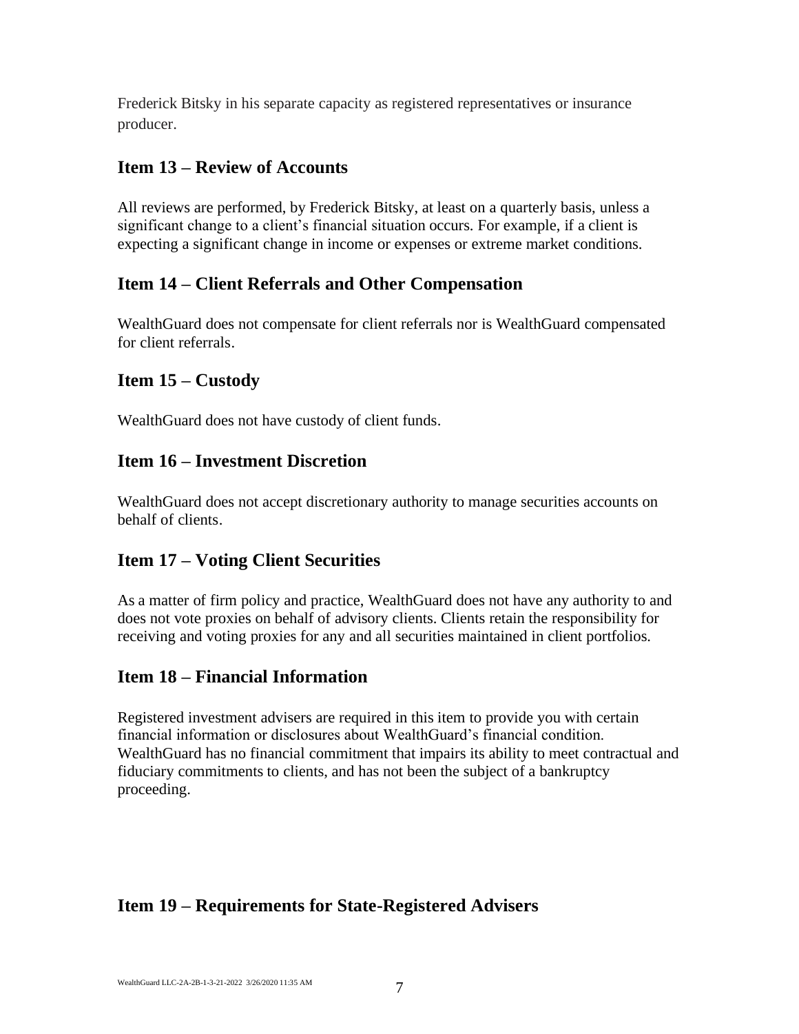Frederick Bitsky in his separate capacity as registered representatives or insurance producer.

## Item 13 – Review of Accounts

All reviews are performed, by Frederick Bitsky, at least on a quarterly basis, unless a significant change to a client's financial situation occurs. For example, if a client is expecting a significant change in income or expenses or extreme market conditions.

## Item 14 – Client Referrals and Other Compensation

WealthGuard does not compensate for client referrals nor is WealthGuard compensated for client referrals.

## Item 15 – Custody

WealthGuard does not have custody of client funds.

## Item 16 – Investment Discretion

WealthGuard does not accept discretionary authority to manage securities accounts on behalf of clients.

## Item 17 – Voting Client Securities

As a matter of firm policy and practice, WealthGuard does not have any authority to and does not vote proxies on behalf of advisory clients. Clients retain the responsibility for receiving and voting proxies for any and all securities maintained in client portfolios.

## Item 18 – Financial Information

Registered investment advisers are required in this item to provide you with certain financial information or disclosures about WealthGuard's financial condition. WealthGuard has no financial commitment that impairs its ability to meet contractual and fiduciary commitments to clients, and has not been the subject of a bankruptcy proceeding.

## Item 19 – Requirements for State-Registered Advisers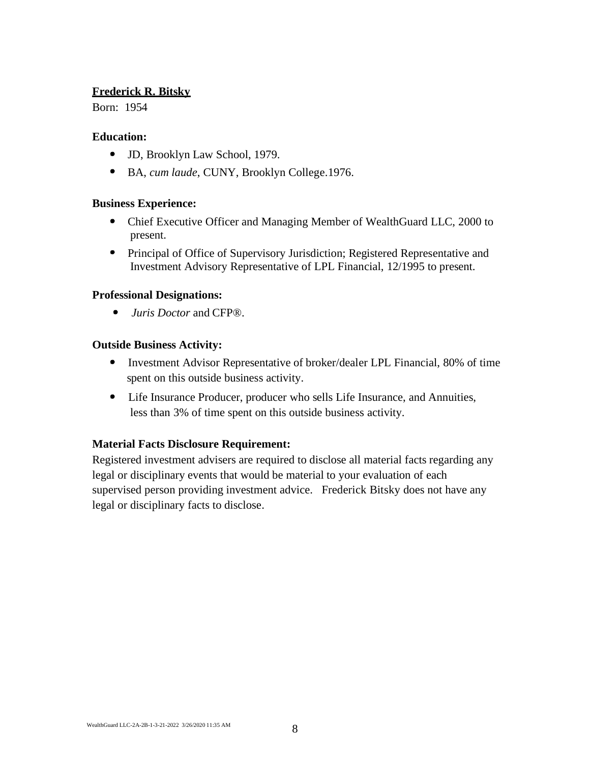**Frederick R. Bitsky**

Born: 1954

**Education:**

- JD, Brooklyn Law School, 1979.
- BA, *cum laude*, CUNY, Brooklyn College.1976.

**Business Experience:**

- Chief Executive Officer and Managing Member of WealthGuard LLC, 2000 to present.
- Principal of Office of Supervisory Jurisdiction; Registered Representative and Investment Advisory Representative of LPL Financial, 12/1995 to present.

**Professional Designations:**

- *Juris Doctor* and CFP®.

**Outside Business Activity:**

- Investment Advisor Representative of broker/dealer LPL Financial, 80% of time spent on this outside business activity.
- Life Insurance Producer, producer who sells Life Insurance, and Annuities, less than 3% of time spent on this outside business activity.

**Material Facts Disclosure Requirement:**

Registered investment advisers are required to disclose all material facts regarding any legal or disciplinary events that would be material to your evaluation of each supervised person providing investment advice. Frederick Bitsky does not have any legal or disciplinary facts to disclose.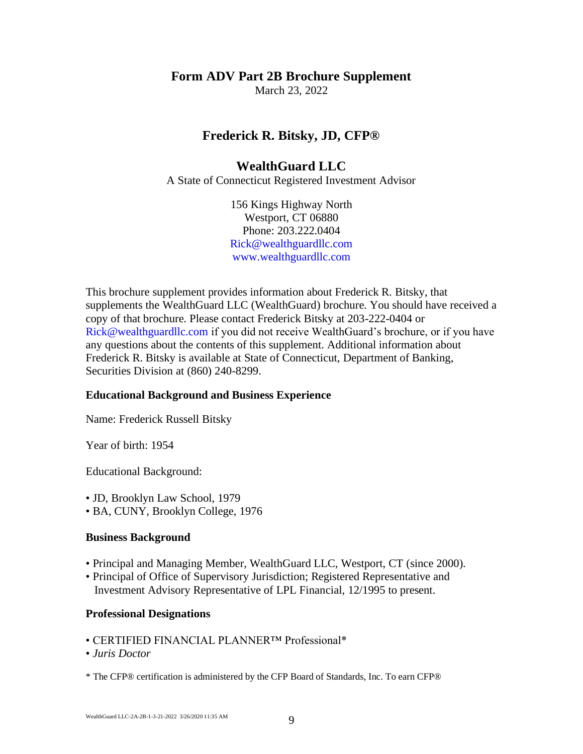# Form ADV Part 2B Brochure Supplement

March 23, 2022

## Frederick R. Bitsky, JD, CFP®

## WealthGuard LLC

A State of Connecticut Registered Investment Advisor

156 Kings Highway North
Westport, CT 06880
Phone: 203.222.0404
Rick@wealthguardllc.com
www.wealthguardllc.com

This brochure supplement provides information about Frederick R. Bitsky, that supplements the WealthGuard LLC (WealthGuard) brochure. You should have received a copy of that brochure. Please contact Frederick Bitsky at 203-222-0404 or Rick@wealthguardllc.com if you did not receive WealthGuard's brochure, or if you have any questions about the contents of this supplement. Additional information about Frederick R. Bitsky is available at State of Connecticut, Department of Banking, Securities Division at (860) 240-8299.

### Educational Background and Business Experience

Name: Frederick Russell Bitsky

Year of birth: 1954

Educational Background:

- JD, Brooklyn Law School, 1979
- BA, CUNY, Brooklyn College, 1976

### Business Background

- Principal and Managing Member, WealthGuard LLC, Westport, CT (since 2000).
- Principal of Office of Supervisory Jurisdiction; Registered Representative and Investment Advisory Representative of LPL Financial, 12/1995 to present.

### Professional Designations

- CERTIFIED FINANCIAL PLANNER™ Professional*
- *Juris Doctor*

* The CFP® certification is administered by the CFP Board of Standards, Inc. To earn CFP®

WealthGuard LLC-2A-2B-1-3-21-2022 3/26/2020 11:35 AM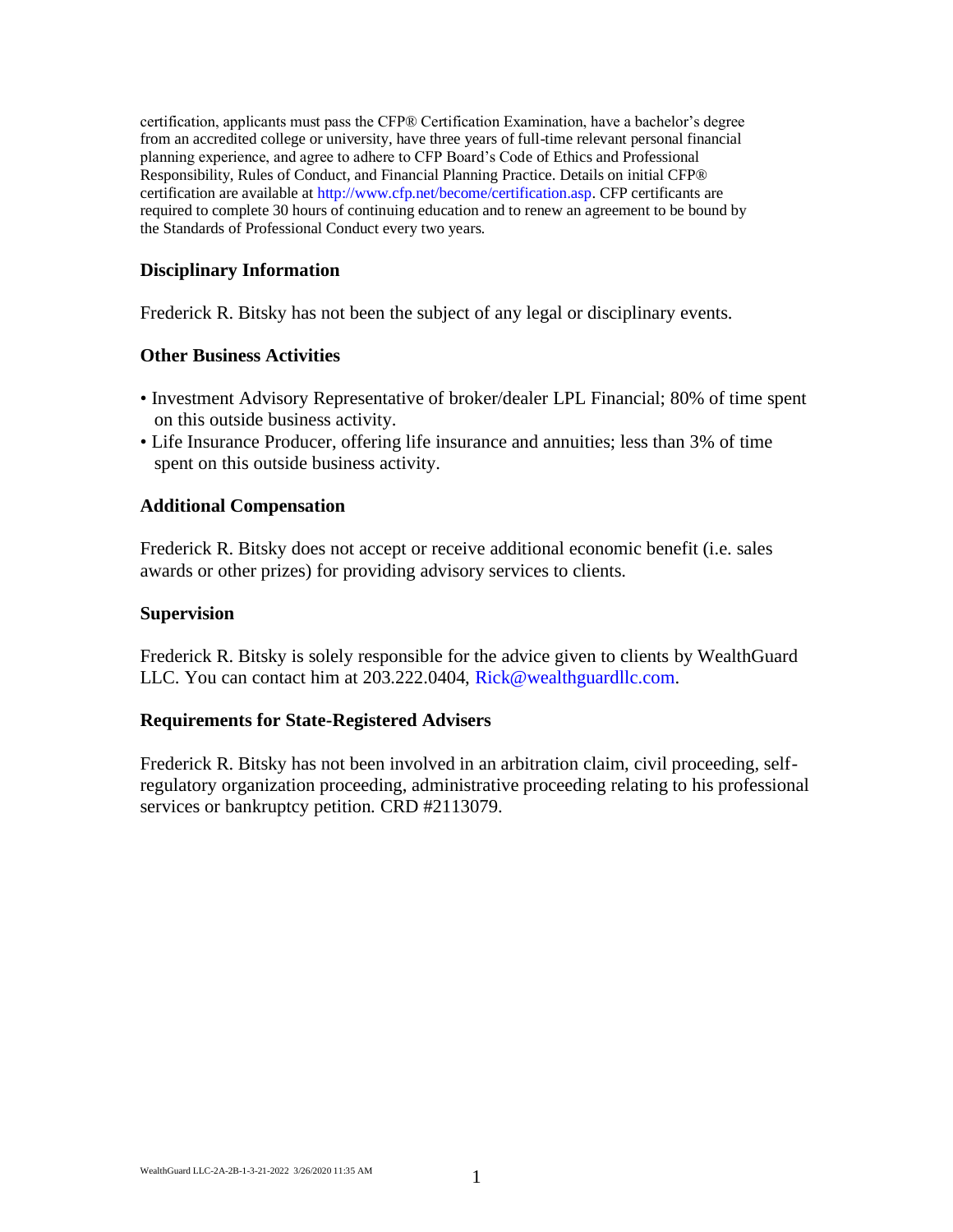certification, applicants must pass the CFP® Certification Examination, have a bachelor's degree from an accredited college or university, have three years of full-time relevant personal financial planning experience, and agree to adhere to CFP Board's Code of Ethics and Professional Responsibility, Rules of Conduct, and Financial Planning Practice. Details on initial CFP® certification are available at http://www.cfp.net/become/certification.asp. CFP certificants are required to complete 30 hours of continuing education and to renew an agreement to be bound by the Standards of Professional Conduct every two years.

### Disciplinary Information

Frederick R. Bitsky has not been the subject of any legal or disciplinary events.

### Other Business Activities

- Investment Advisory Representative of broker/dealer LPL Financial; 80% of time spent on this outside business activity.
- Life Insurance Producer, offering life insurance and annuities; less than 3% of time spent on this outside business activity.

### Additional Compensation

Frederick R. Bitsky does not accept or receive additional economic benefit (i.e. sales awards or other prizes) for providing advisory services to clients.

### Supervision

Frederick R. Bitsky is solely responsible for the advice given to clients by WealthGuard LLC. You can contact him at 203.222.0404, Rick@wealthguardllc.com.

### Requirements for State-Registered Advisers

Frederick R. Bitsky has not been involved in an arbitration claim, civil proceeding, self-regulatory organization proceeding, administrative proceeding relating to his professional services or bankruptcy petition. CRD #2113079.